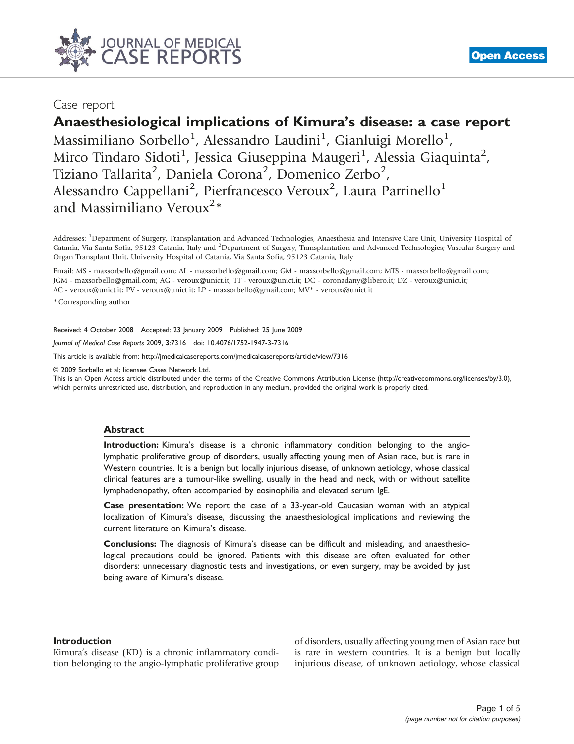Case report

# Anaesthesiological implications of Kimura's disease: a case report

Massimiliano Sorbello[1], Alessandro Laudini[1], Gianluigi Morello[1], Mirco Tindaro Sidoti[1], Jessica Giuseppina Maugeri[1], Alessia Giaquinta[2], Tiziano Tallarita[2], Daniela Corona[2], Domenico Zerbo[2], Alessandro Cappellani[2], Pierfrancesco Veroux[2], Laura Parrinello[1] and Massimiliano Veroux[2]*

Addresses: [1]Department of Surgery, Transplantation and Advanced Technologies, Anaesthesia and Intensive Care Unit, University Hospital of Catania, Via Santa Sofia, 95123 Catania, Italy and [2]Department of Surgery, Transplantation and Advanced Technologies; Vascular Surgery and Organ Transplant Unit, University Hospital of Catania, Via Santa Sofia, 95123 Catania, Italy

Email: MS - maxsorbello@gmail.com; AL - maxsorbello@gmail.com; GM - maxsorbello@gmail.com; MTS - maxsorbello@gmail.com; JGM - maxsorbello@gmail.com; AG - veroux@unict.it; TT - veroux@unict.it; DC - coronadany@libero.it; DZ - veroux@unict.it; AC - veroux@unict.it; PV - veroux@unict.it; LP - maxsorbello@gmail.com; MV* - veroux@unict.it

* Corresponding author

Received: 4 October 2008 Accepted: 23 January 2009 Published: 25 June 2009

*Journal of Medical Case Reports* 2009, **3**:7316 doi: 10.4076/1752-1947-3-7316

This article is available from: http://jmedicalcasereports.com/jmedicalcasereports/article/view/7316

© 2009 Sorbello et al; licensee Cases Network Ltd.

This is an Open Access article distributed under the terms of the Creative Commons Attribution License (http://creativecommons.org/licenses/by/3.0), which permits unrestricted use, distribution, and reproduction in any medium, provided the original work is properly cited.

## Abstract

**Introduction:** Kimura's disease is a chronic inflammatory condition belonging to the angio-lymphatic proliferative group of disorders, usually affecting young men of Asian race, but is rare in Western countries. It is a benign but locally injurious disease, of unknown aetiology, whose classical clinical features are a tumour-like swelling, usually in the head and neck, with or without satellite lymphadenopathy, often accompanied by eosinophilia and elevated serum IgE.

**Case presentation:** We report the case of a 33-year-old Caucasian woman with an atypical localization of Kimura's disease, discussing the anaesthesiological implications and reviewing the current literature on Kimura's disease.

**Conclusions:** The diagnosis of Kimura's disease can be difficult and misleading, and anaesthesiological precautions could be ignored. Patients with this disease are often evaluated for other disorders: unnecessary diagnostic tests and investigations, or even surgery, may be avoided by just being aware of Kimura's disease.

## Introduction

Kimura's disease (KD) is a chronic inflammatory condition belonging to the angio-lymphatic proliferative group of disorders, usually affecting young men of Asian race but is rare in western countries. It is a benign but locally injurious disease, of unknown aetiology, whose classical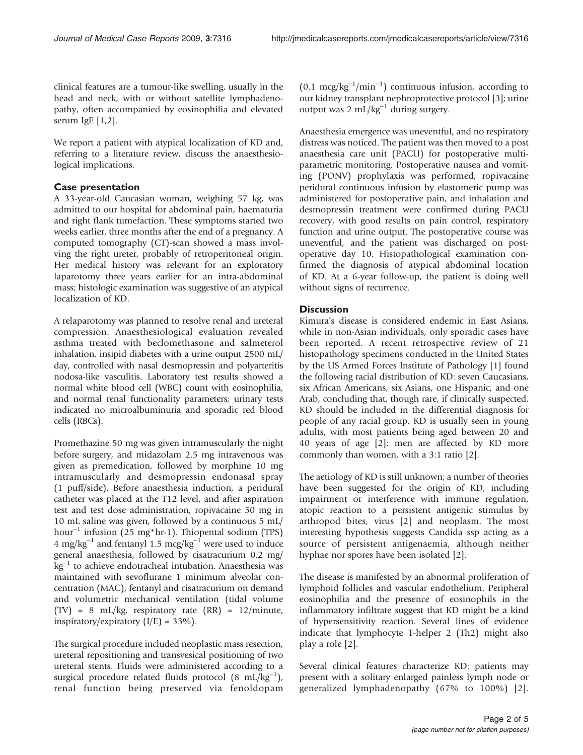clinical features are a tumour-like swelling, usually in the head and neck, with or without satellite lymphadenopathy, often accompanied by eosinophilia and elevated serum IgE [1,2].

We report a patient with atypical localization of KD and, referring to a literature review, discuss the anaesthesiological implications.

## Case presentation

A 33-year-old Caucasian woman, weighing 57 kg, was admitted to our hospital for abdominal pain, haematuria and right flank tumefaction. These symptoms started two weeks earlier, three months after the end of a pregnancy. A computed tomography (CT)-scan showed a mass involving the right ureter, probably of retroperitoneal origin. Her medical history was relevant for an exploratory laparotomy three years earlier for an intra-abdominal mass; histologic examination was suggestive of an atypical localization of KD.

A relaparotomy was planned to resolve renal and ureteral compression. Anaesthesiological evaluation revealed asthma treated with beclomethasone and salmeterol inhalation, insipid diabetes with a urine output 2500 mL/day, controlled with nasal desmopressin and polyarteritis nodosa-like vasculitis. Laboratory test results showed a normal white blood cell (WBC) count with eosinophilia, and normal renal functionality parameters; urinary tests indicated no microalbuminuria and sporadic red blood cells (RBCs).

Promethazine 50 mg was given intramuscularly the night before surgery, and midazolam 2.5 mg intravenous was given as premedication, followed by morphine 10 mg intramuscularly and desmopressin endonasal spray (1 puff/side). Before anaesthesia induction, a peridural catheter was placed at the T12 level, and after aspiration test and test dose administration, ropivacaine 50 mg in 10 mL saline was given, followed by a continuous 5 mL/hour$^{-1}$ infusion (25 mg*hr-1). Thiopental sodium (TPS) 4 mg/kg$^{-1}$ and fentanyl 1.5 mcg/kg$^{-1}$ were used to induce general anaesthesia, followed by cisatracurium 0.2 mg/kg$^{-1}$ to achieve endotracheal intubation. Anaesthesia was maintained with sevoflurane 1 minimum alveolar concentration (MAC), fentanyl and cisatracurium on demand and volumetric mechanical ventilation (tidal volume (TV) = 8 mL/kg, respiratory rate (RR) = 12/minute, inspiratory/expiratory (I/E) = 33%).

The surgical procedure included neoplastic mass resection, ureteral repositioning and transvesical positioning of two ureteral stents. Fluids were administered according to a surgical procedure related fluids protocol (8 mL/kg$^{-1}$), renal function being preserved via fenoldopam (0.1 mcg/kg$^{-1}$/min$^{-1}$) continuous infusion, according to our kidney transplant nephroprotective protocol [3]; urine output was 2 mL/kg$^{-1}$ during surgery.

Anaesthesia emergence was uneventful, and no respiratory distress was noticed. The patient was then moved to a post anaesthesia care unit (PACU) for postoperative multiparametric monitoring. Postoperative nausea and vomiting (PONV) prophylaxis was performed; ropivacaine peridural continuous infusion by elastomeric pump was administered for postoperative pain, and inhalation and desmopressin treatment were confirmed during PACU recovery, with good results on pain control, respiratory function and urine output. The postoperative course was uneventful, and the patient was discharged on postoperative day 10. Histopathological examination confirmed the diagnosis of atypical abdominal location of KD. At a 6-year follow-up, the patient is doing well without signs of recurrence.

## Discussion

Kimura's disease is considered endemic in East Asians, while in non-Asian individuals, only sporadic cases have been reported. A recent retrospective review of 21 histopathology specimens conducted in the United States by the US Armed Forces Institute of Pathology [1] found the following racial distribution of KD: seven Caucasians, six African Americans, six Asians, one Hispanic, and one Arab, concluding that, though rare, if clinically suspected, KD should be included in the differential diagnosis for people of any racial group. KD is usually seen in young adults, with most patients being aged between 20 and 40 years of age [2]; men are affected by KD more commonly than women, with a 3:1 ratio [2].

The aetiology of KD is still unknown; a number of theories have been suggested for the origin of KD, including impairment or interference with immune regulation, atopic reaction to a persistent antigenic stimulus by arthropod bites, virus [2] and neoplasm. The most interesting hypothesis suggests Candida ssp acting as a source of persistent antigenaemia, although neither hyphae nor spores have been isolated [2].

The disease is manifested by an abnormal proliferation of lymphoid follicles and vascular endothelium. Peripheral eosinophilia and the presence of eosinophils in the inflammatory infiltrate suggest that KD might be a kind of hypersensitivity reaction. Several lines of evidence indicate that lymphocyte T-helper 2 (Th2) might also play a role [2].

Several clinical features characterize KD: patients may present with a solitary enlarged painless lymph node or generalized lymphadenopathy (67% to 100%) [2].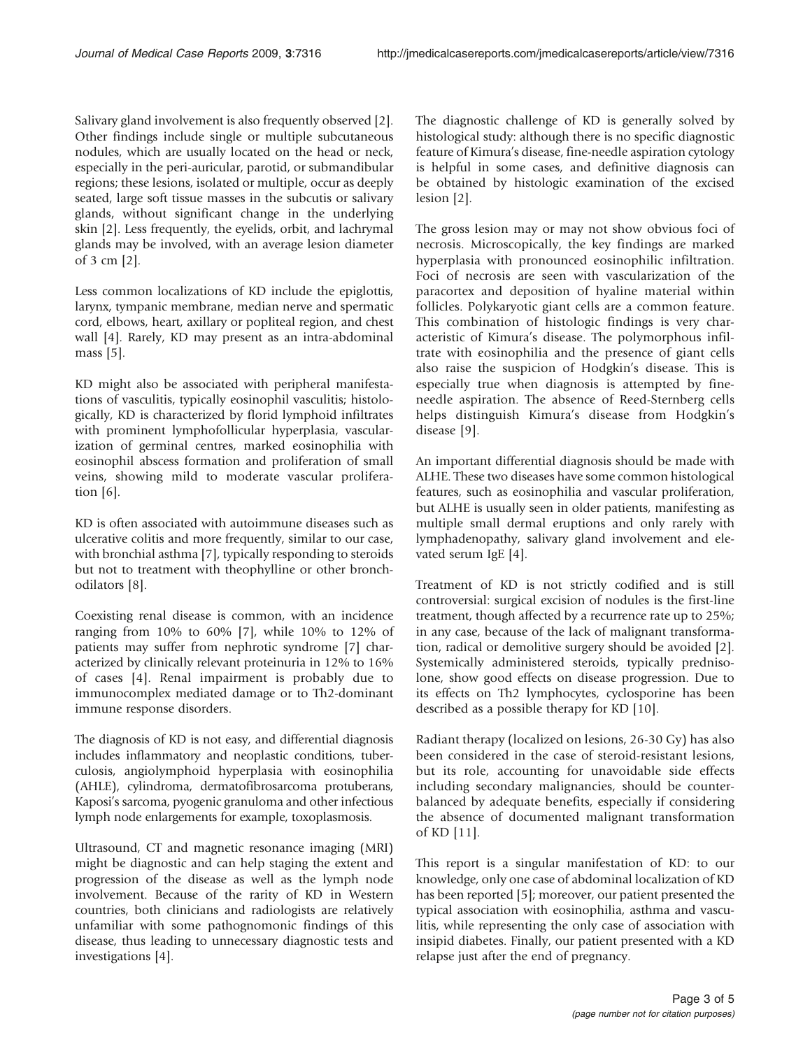Salivary gland involvement is also frequently observed [2]. Other findings include single or multiple subcutaneous nodules, which are usually located on the head or neck, especially in the peri-auricular, parotid, or submandibular regions; these lesions, isolated or multiple, occur as deeply seated, large soft tissue masses in the subcutis or salivary glands, without significant change in the underlying skin [2]. Less frequently, the eyelids, orbit, and lachrymal glands may be involved, with an average lesion diameter of 3 cm [2].

Less common localizations of KD include the epiglottis, larynx, tympanic membrane, median nerve and spermatic cord, elbows, heart, axillary or popliteal region, and chest wall [4]. Rarely, KD may present as an intra-abdominal mass [5].

KD might also be associated with peripheral manifestations of vasculitis, typically eosinophil vasculitis; histologically, KD is characterized by florid lymphoid infiltrates with prominent lymphofollicular hyperplasia, vascularization of germinal centres, marked eosinophilia with eosinophil abscess formation and proliferation of small veins, showing mild to moderate vascular proliferation [6].

KD is often associated with autoimmune diseases such as ulcerative colitis and more frequently, similar to our case, with bronchial asthma [7], typically responding to steroids but not to treatment with theophylline or other bronchodilators [8].

Coexisting renal disease is common, with an incidence ranging from 10% to 60% [7], while 10% to 12% of patients may suffer from nephrotic syndrome [7] characterized by clinically relevant proteinuria in 12% to 16% of cases [4]. Renal impairment is probably due to immunocomplex mediated damage or to Th2-dominant immune response disorders.

The diagnosis of KD is not easy, and differential diagnosis includes inflammatory and neoplastic conditions, tuberculosis, angiolymphoid hyperplasia with eosinophilia (AHLE), cylindroma, dermatofibrosarcoma protuberans, Kaposi's sarcoma, pyogenic granuloma and other infectious lymph node enlargements for example, toxoplasmosis.

Ultrasound, CT and magnetic resonance imaging (MRI) might be diagnostic and can help staging the extent and progression of the disease as well as the lymph node involvement. Because of the rarity of KD in Western countries, both clinicians and radiologists are relatively unfamiliar with some pathognomonic findings of this disease, thus leading to unnecessary diagnostic tests and investigations [4].

The diagnostic challenge of KD is generally solved by histological study: although there is no specific diagnostic feature of Kimura's disease, fine-needle aspiration cytology is helpful in some cases, and definitive diagnosis can be obtained by histologic examination of the excised lesion [2].

The gross lesion may or may not show obvious foci of necrosis. Microscopically, the key findings are marked hyperplasia with pronounced eosinophilic infiltration. Foci of necrosis are seen with vascularization of the paracortex and deposition of hyaline material within follicles. Polykaryotic giant cells are a common feature. This combination of histologic findings is very characteristic of Kimura's disease. The polymorphous infiltrate with eosinophilia and the presence of giant cells also raise the suspicion of Hodgkin's disease. This is especially true when diagnosis is attempted by fine-needle aspiration. The absence of Reed-Sternberg cells helps distinguish Kimura's disease from Hodgkin's disease [9].

An important differential diagnosis should be made with ALHE. These two diseases have some common histological features, such as eosinophilia and vascular proliferation, but ALHE is usually seen in older patients, manifesting as multiple small dermal eruptions and only rarely with lymphadenopathy, salivary gland involvement and elevated serum IgE [4].

Treatment of KD is not strictly codified and is still controversial: surgical excision of nodules is the first-line treatment, though affected by a recurrence rate up to 25%; in any case, because of the lack of malignant transformation, radical or demolitive surgery should be avoided [2]. Systemically administered steroids, typically prednisolone, show good effects on disease progression. Due to its effects on Th2 lymphocytes, cyclosporine has been described as a possible therapy for KD [10].

Radiant therapy (localized on lesions, 26-30 Gy) has also been considered in the case of steroid-resistant lesions, but its role, accounting for unavoidable side effects including secondary malignancies, should be counterbalanced by adequate benefits, especially if considering the absence of documented malignant transformation of KD [11].

This report is a singular manifestation of KD: to our knowledge, only one case of abdominal localization of KD has been reported [5]; moreover, our patient presented the typical association with eosinophilia, asthma and vasculitis, while representing the only case of association with insipid diabetes. Finally, our patient presented with a KD relapse just after the end of pregnancy.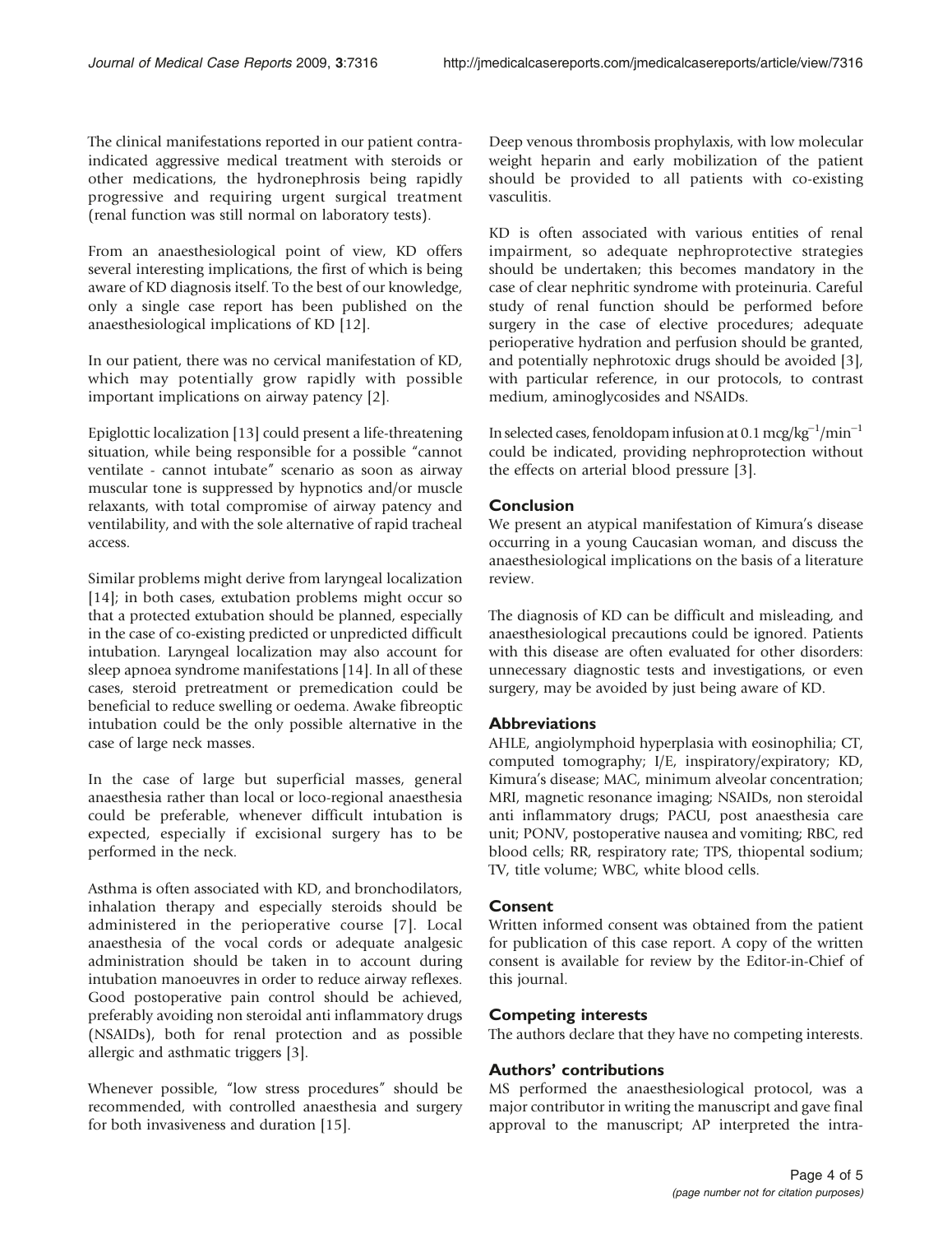The clinical manifestations reported in our patient contraindicated aggressive medical treatment with steroids or other medications, the hydronephrosis being rapidly progressive and requiring urgent surgical treatment (renal function was still normal on laboratory tests).

From an anaesthesiological point of view, KD offers several interesting implications, the first of which is being aware of KD diagnosis itself. To the best of our knowledge, only a single case report has been published on the anaesthesiological implications of KD [12].

In our patient, there was no cervical manifestation of KD, which may potentially grow rapidly with possible important implications on airway patency [2].

Epiglottic localization [13] could present a life-threatening situation, while being responsible for a possible "cannot ventilate - cannot intubate" scenario as soon as airway muscular tone is suppressed by hypnotics and/or muscle relaxants, with total compromise of airway patency and ventilability, and with the sole alternative of rapid tracheal access.

Similar problems might derive from laryngeal localization [14]; in both cases, extubation problems might occur so that a protected extubation should be planned, especially in the case of co-existing predicted or unpredicted difficult intubation. Laryngeal localization may also account for sleep apnoea syndrome manifestations [14]. In all of these cases, steroid pretreatment or premedication could be beneficial to reduce swelling or oedema. Awake fibreoptic intubation could be the only possible alternative in the case of large neck masses.

In the case of large but superficial masses, general anaesthesia rather than local or loco-regional anaesthesia could be preferable, whenever difficult intubation is expected, especially if excisional surgery has to be performed in the neck.

Asthma is often associated with KD, and bronchodilators, inhalation therapy and especially steroids should be administered in the perioperative course [7]. Local anaesthesia of the vocal cords or adequate analgesic administration should be taken in to account during intubation manoeuvres in order to reduce airway reflexes. Good postoperative pain control should be achieved, preferably avoiding non steroidal anti inflammatory drugs (NSAIDs), both for renal protection and as possible allergic and asthmatic triggers [3].

Whenever possible, "low stress procedures" should be recommended, with controlled anaesthesia and surgery for both invasiveness and duration [15].

Deep venous thrombosis prophylaxis, with low molecular weight heparin and early mobilization of the patient should be provided to all patients with co-existing vasculitis.

KD is often associated with various entities of renal impairment, so adequate nephroprotective strategies should be undertaken; this becomes mandatory in the case of clear nephritic syndrome with proteinuria. Careful study of renal function should be performed before surgery in the case of elective procedures; adequate perioperative hydration and perfusion should be granted, and potentially nephrotoxic drugs should be avoided [3], with particular reference, in our protocols, to contrast medium, aminoglycosides and NSAIDs.

In selected cases, fenoldopam infusion at 0.1 $mcg/kg^{-1}/min^{-1}$ could be indicated, providing nephroprotection without the effects on arterial blood pressure [3].

## Conclusion

We present an atypical manifestation of Kimura's disease occurring in a young Caucasian woman, and discuss the anaesthesiological implications on the basis of a literature review.

The diagnosis of KD can be difficult and misleading, and anaesthesiological precautions could be ignored. Patients with this disease are often evaluated for other disorders: unnecessary diagnostic tests and investigations, or even surgery, may be avoided by just being aware of KD.

## Abbreviations

AHLE, angiolymphoid hyperplasia with eosinophilia; CT, computed tomography; I/E, inspiratory/expiratory; KD, Kimura's disease; MAC, minimum alveolar concentration; MRI, magnetic resonance imaging; NSAIDs, non steroidal anti inflammatory drugs; PACU, post anaesthesia care unit; PONV, postoperative nausea and vomiting; RBC, red blood cells; RR, respiratory rate; TPS, thiopental sodium; TV, title volume; WBC, white blood cells.

## Consent

Written informed consent was obtained from the patient for publication of this case report. A copy of the written consent is available for review by the Editor-in-Chief of this journal.

## Competing interests

The authors declare that they have no competing interests.

## Authors' contributions

MS performed the anaesthesiological protocol, was a major contributor in writing the manuscript and gave final approval to the manuscript; AP interpreted the intra-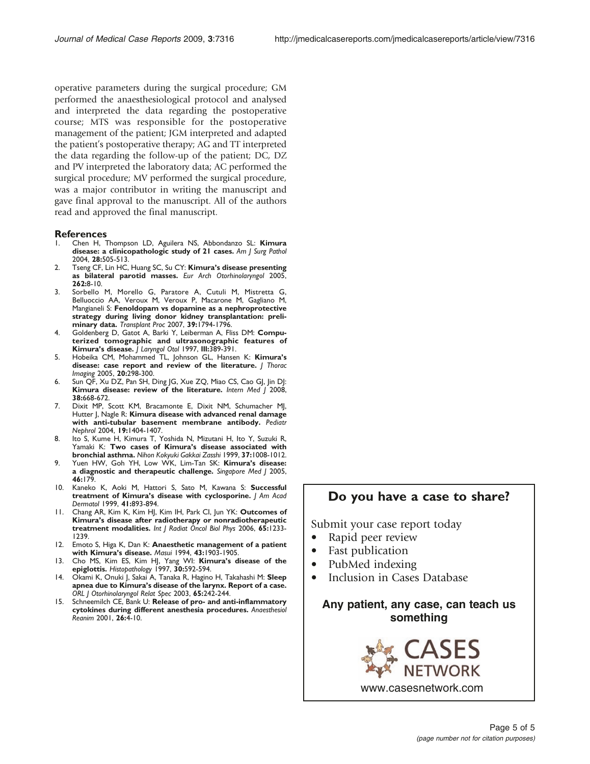operative parameters during the surgical procedure; GM performed the anaesthesiological protocol and analysed and interpreted the data regarding the postoperative course; MTS was responsible for the postoperative management of the patient; JGM interpreted and adapted the patient's postoperative therapy; AG and TT interpreted the data regarding the follow-up of the patient; DC, DZ and PV interpreted the laboratory data; AC performed the surgical procedure; MV performed the surgical procedure, was a major contributor in writing the manuscript and gave final approval to the manuscript. All of the authors read and approved the final manuscript.

## References

1. Chen H, Thompson LD, Aguilera NS, Abbondanzo SL: **Kimura disease: a clinicopathologic study of 21 cases.** *Am J Surg Pathol* 2004, **28:**505-513.
2. Tseng CF, Lin HC, Huang SC, Su CY: **Kimura's disease presenting as bilateral parotid masses.** *Eur Arch Otorhinolaryngol* 2005, **262:**8-10.
3. Sorbello M, Morello G, Paratore A, Cutuli M, Mistretta G, Belluoccio AA, Veroux M, Veroux P, Macarone M, Gagliano M, Mangianeli S: **Fenoldopam vs dopamine as a nephroprotective strategy during living donor kidney transplantation: preliminary data.** *Transplant Proc* 2007, **39:**1794-1796.
4. Goldenberg D, Gatot A, Barki Y, Leiberman A, Fliss DM: **Computerized tomographic and ultrasonographic features of Kimura's disease.** *J Laryngol Otol* 1997, **III:**389-391.
5. Hobeika CM, Mohammed TL, Johnson GL, Hansen K: **Kimura's disease: case report and review of the literature.** *J Thorac Imaging* 2005, **20:**298-300.
6. Sun QF, Xu DZ, Pan SH, Ding JG, Xue ZQ, Miao CS, Cao GJ, Jin DJ: **Kimura disease: review of the literature.** *Intern Med J* 2008, **38:**668-672.
7. Dixit MP, Scott KM, Bracamonte E, Dixit NM, Schumacher MJ, Hutter J, Nagle R: **Kimura disease with advanced renal damage with anti-tubular basement membrane antibody.** *Pediatr Nephrol* 2004, **19:**1404-1407.
8. Ito S, Kume H, Kimura T, Yoshida N, Mizutani H, Ito Y, Suzuki R, Yamaki K: **Two cases of Kimura's disease associated with bronchial asthma.** *Nihon Kokyuki Gakkai Zasshi* 1999, **37:**1008-1012.
9. Yuen HW, Goh YH, Low WK, Lim-Tan SK: **Kimura's disease: a diagnostic and therapeutic challenge.** *Singapore Med J* 2005, **46:**179.
10. Kaneko K, Aoki M, Hattori S, Sato M, Kawana S: **Successful treatment of Kimura's disease with cyclosporine.** *J Am Acad Dermatol* 1999, **41:**893-894.
11. Chang AR, Kim K, Kim HJ, Kim IH, Park CI, Jun YK: **Outcomes of Kimura's disease after radiotherapy or nonradiotherapeutic treatment modalities.** *Int J Radiat Oncol Biol Phys* 2006, **65:**1233-1239.
12. Emoto S, Higa K, Dan K: **Anaesthetic management of a patient with Kimura's disease.** *Masui* 1994, **43:**1903-1905.
13. Cho MS, Kim ES, Kim HJ, Yang WI: **Kimura's disease of the epiglottis.** *Histopathology* 1997, **30:**592-594.
14. Okami K, Onuki J, Sakai A, Tanaka R, Hagino H, Takahashi M: **Sleep apnea due to Kimura's disease of the larynx. Report of a case.** *ORL J Otorhinolaryngol Relat Spec* 2003, **65:**242-244.
15. Schneemilch CE, Bank U: **Release of pro- and anti-inflammatory cytokines during different anesthesia procedures.** *Anaesthesiol Reanim* 2001, **26:**4-10.

**Do you have a case to share?**

Submit your case report today

- Rapid peer review
- Fast publication
- PubMed indexing
- Inclusion in Cases Database

**Any patient, any case, can teach us something**

CASES NETWORK

www.casesnetwork.com